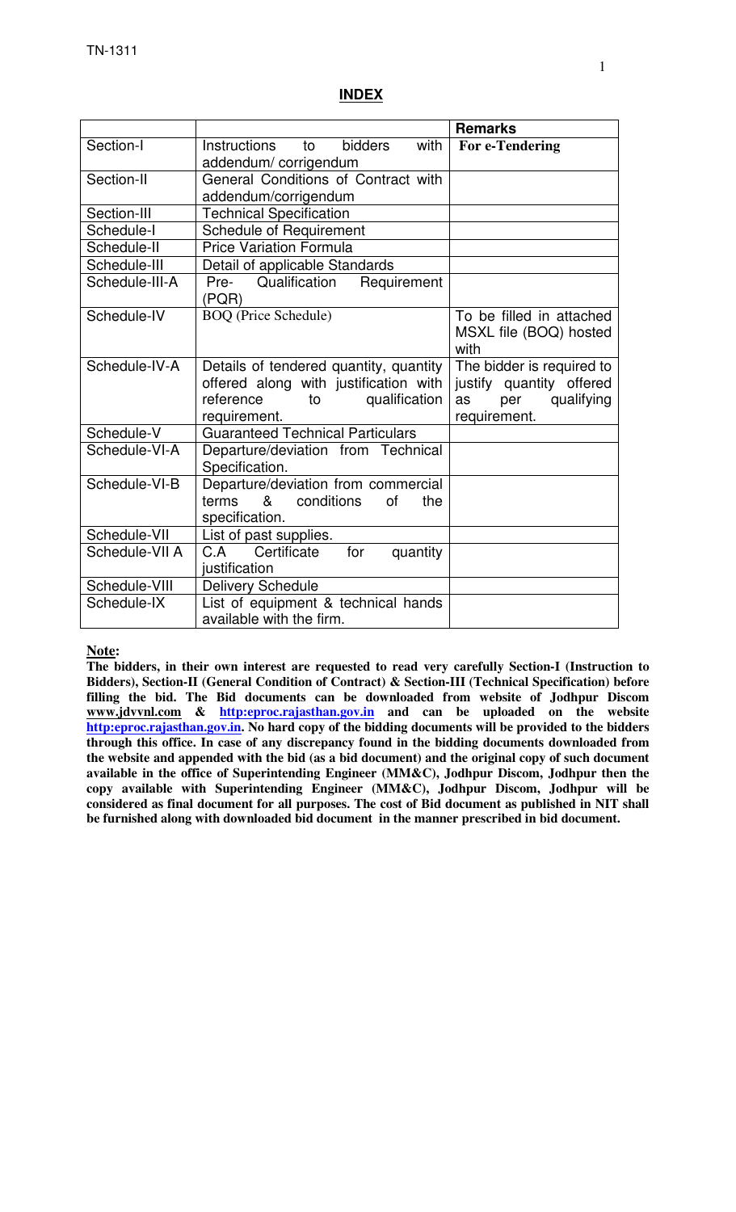## INDEX

| | | Remarks |
|---|---|---|
| Section-I | Instructions to bidders with addendum/ corrigendum | **For e-Tendering** |
| Section-II | General Conditions of Contract with addendum/corrigendum | |
| Section-III | Technical Specification | |
| Schedule-I | Schedule of Requirement | |
| Schedule-II | Price Variation Formula | |
| Schedule-III | Detail of applicable Standards | |
| Schedule-III-A | Pre- Qualification Requirement (PQR) | |
| Schedule-IV | BOQ (Price Schedule) | To be filled in attached MSXL file (BOQ) hosted with |
| Schedule-IV-A | Details of tendered quantity, quantity offered along with justification with reference to qualification requirement. | The bidder is required to justify quantity offered as per qualifying requirement. |
| Schedule-V | Guaranteed Technical Particulars | |
| Schedule-VI-A | Departure/deviation from Technical Specification. | |
| Schedule-VI-B | Departure/deviation from commercial terms & conditions of the specification. | |
| Schedule-VII | List of past supplies. | |
| Schedule-VII A | C.A Certificate for quantity justification | |
| Schedule-VIII | Delivery Schedule | |
| Schedule-IX | List of equipment & technical hands available with the firm. | |

**Note:**

**The bidders, in their own interest are requested to read very carefully Section-I (Instruction to Bidders), Section-II (General Condition of Contract) & Section-III (Technical Specification) before filling the bid. The Bid documents can be downloaded from website of Jodhpur Discom www.jdvvnl.com & http:eproc.rajasthan.gov.in and can be uploaded on the website http:eproc.rajasthan.gov.in. No hard copy of the bidding documents will be provided to the bidders through this office. In case of any discrepancy found in the bidding documents downloaded from the website and appended with the bid (as a bid document) and the original copy of such document available in the office of Superintending Engineer (MM&C), Jodhpur Discom, Jodhpur then the copy available with Superintending Engineer (MM&C), Jodhpur Discom, Jodhpur will be considered as final document for all purposes. The cost of Bid document as published in NIT shall be furnished along with downloaded bid document in the manner prescribed in bid document.**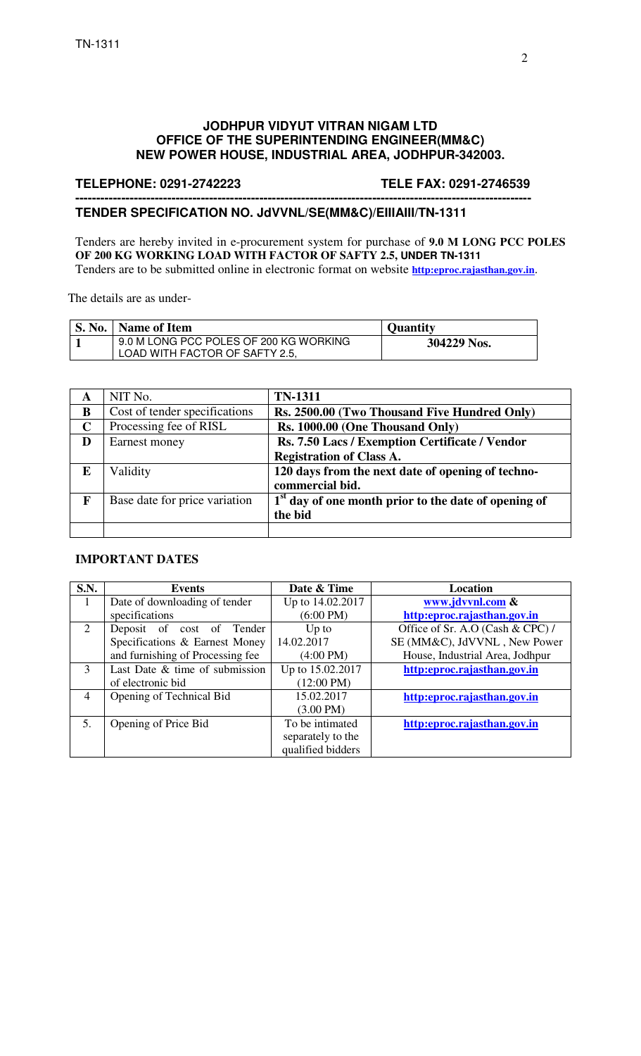**JODHPUR VIDYUT VITRAN NIGAM LTD**
**OFFICE OF THE SUPERINTENDING ENGINEER(MM&C)**
**NEW POWER HOUSE, INDUSTRIAL AREA, JODHPUR-342003.**

**TELEPHONE: 0291-2742223** **TELE FAX: 0291-2746539**

---

**TENDER SPECIFICATION NO. JdVVNL/SE(MM&C)/EIIIAIII/TN-1311**

Tenders are hereby invited in e-procurement system for purchase of **9.0 M LONG PCC POLES OF 200 KG WORKING LOAD WITH FACTOR OF SAFTY 2.5, UNDER TN-1311**
Tenders are to be submitted online in electronic format on website **http:eproc.rajasthan.gov.in**.

The details are as under-

| S. No. | Name of Item | Quantity |
|---|---|---|
| 1 | 9.0 M LONG PCC POLES OF 200 KG WORKING LOAD WITH FACTOR OF SAFTY 2.5, | 304229 Nos. |

| | | |
|---|---|---|
| A | NIT No. | **TN-1311** |
| B | Cost of tender specifications | **Rs. 2500.00 (Two Thousand Five Hundred Only)** |
| C | Processing fee of RISL | **Rs. 1000.00 (One Thousand Only)** |
| D | Earnest money | **Rs. 7.50 Lacs / Exemption Certificate / Vendor Registration of Class A.** |
| E | Validity | **120 days from the next date of opening of techno-commercial bid.** |
| F | Base date for price variation | **1st day of one month prior to the date of opening of the bid** |
| | | |

**IMPORTANT DATES**

| S.N. | Events | Date & Time | Location |
|---|---|---|---|
| 1 | Date of downloading of tender specifications | Up to 14.02.2017 (6:00 PM) | **www.jdvvnl.com & http:eproc.rajasthan.gov.in** |
| 2 | Deposit of cost of Tender Specifications & Earnest Money and furnishing of Processing fee | Up to 14.02.2017 (4:00 PM) | Office of Sr. A.O (Cash & CPC) / SE (MM&C), JdVVNL , New Power House, Industrial Area, Jodhpur |
| 3 | Last Date & time of submission of electronic bid | Up to 15.02.2017 (12:00 PM) | **http:eproc.rajasthan.gov.in** |
| 4 | Opening of Technical Bid | 15.02.2017 (3.00 PM) | **http:eproc.rajasthan.gov.in** |
| 5. | Opening of Price Bid | To be intimated separately to the qualified bidders | **http:eproc.rajasthan.gov.in** |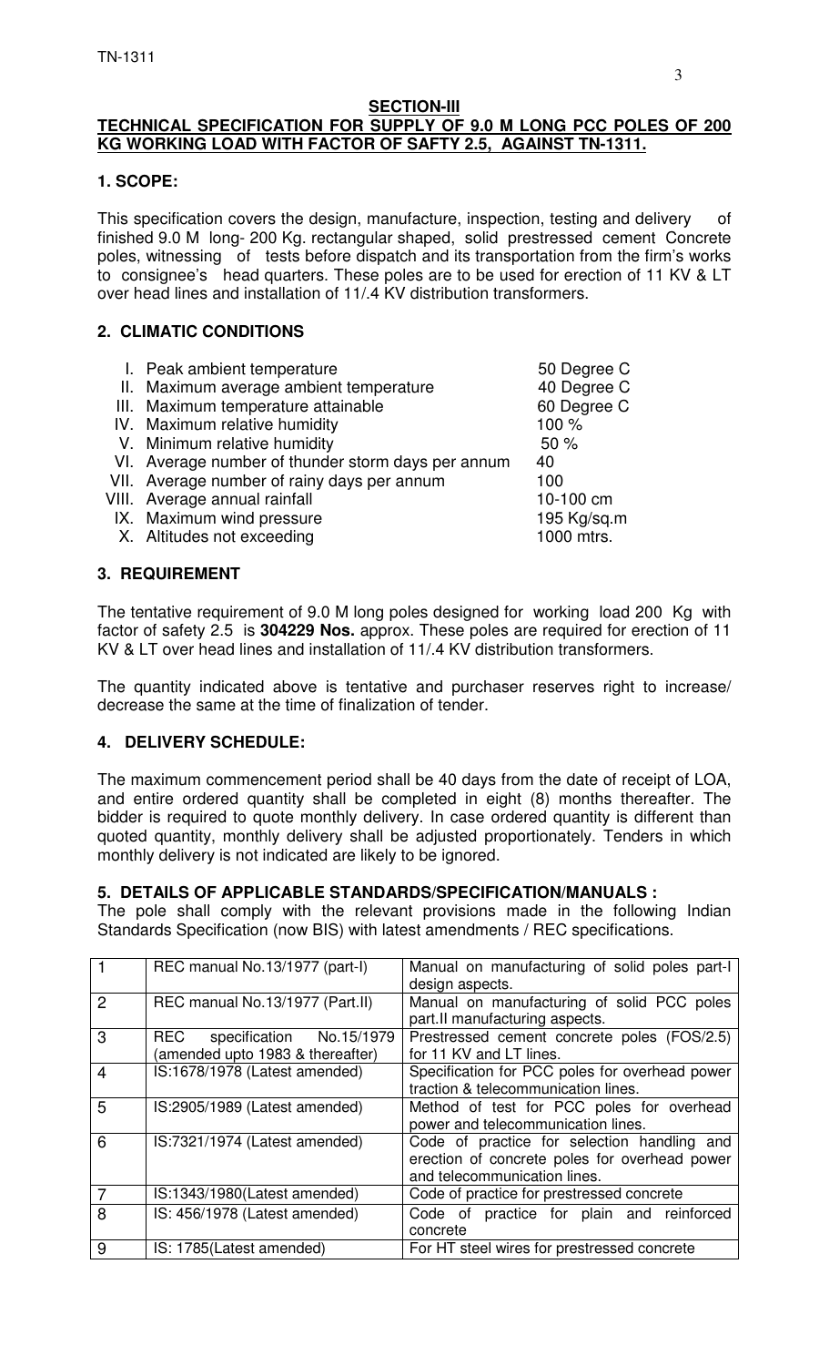## SECTION-III

### TECHNICAL SPECIFICATION FOR SUPPLY OF 9.0 M LONG PCC POLES OF 200 KG WORKING LOAD WITH FACTOR OF SAFTY 2.5, AGAINST TN-1311.

**1. SCOPE:**

This specification covers the design, manufacture, inspection, testing and delivery of finished 9.0 M long- 200 Kg. rectangular shaped, solid prestressed cement Concrete poles, witnessing of tests before dispatch and its transportation from the firm's works to consignee's head quarters. These poles are to be used for erection of 11 KV & LT over head lines and installation of 11/.4 KV distribution transformers.

**2. CLIMATIC CONDITIONS**

| | | |
|---|---|---|
| I. | Peak ambient temperature | 50 Degree C |
| II. | Maximum average ambient temperature | 40 Degree C |
| III. | Maximum temperature attainable | 60 Degree C |
| IV. | Maximum relative humidity | 100 % |
| V. | Minimum relative humidity | 50 % |
| VI. | Average number of thunder storm days per annum | 40 |
| VII. | Average number of rainy days per annum | 100 |
| VIII. | Average annual rainfall | 10-100 cm |
| IX. | Maximum wind pressure | 195 Kg/sq.m |
| X. | Altitudes not exceeding | 1000 mtrs. |

**3. REQUIREMENT**

The tentative requirement of 9.0 M long poles designed for working load 200 Kg with factor of safety 2.5 is **304229 Nos.** approx. These poles are required for erection of 11 KV & LT over head lines and installation of 11/.4 KV distribution transformers.

The quantity indicated above is tentative and purchaser reserves right to increase/ decrease the same at the time of finalization of tender.

**4. DELIVERY SCHEDULE:**

The maximum commencement period shall be 40 days from the date of receipt of LOA, and entire ordered quantity shall be completed in eight (8) months thereafter. The bidder is required to quote monthly delivery. In case ordered quantity is different than quoted quantity, monthly delivery shall be adjusted proportionately. Tenders in which monthly delivery is not indicated are likely to be ignored.

**5. DETAILS OF APPLICABLE STANDARDS/SPECIFICATION/MANUALS :**

The pole shall comply with the relevant provisions made in the following Indian Standards Specification (now BIS) with latest amendments / REC specifications.

| | | |
|---|---|---|
| 1 | REC manual No.13/1977 (part-I) | Manual on manufacturing of solid poles part-I design aspects. |
| 2 | REC manual No.13/1977 (Part.II) | Manual on manufacturing of solid PCC poles part.II manufacturing aspects. |
| 3 | REC specification No.15/1979 (amended upto 1983 & thereafter) | Prestressed cement concrete poles (FOS/2.5) for 11 KV and LT lines. |
| 4 | IS:1678/1978 (Latest amended) | Specification for PCC poles for overhead power traction & telecommunication lines. |
| 5 | IS:2905/1989 (Latest amended) | Method of test for PCC poles for overhead power and telecommunication lines. |
| 6 | IS:7321/1974 (Latest amended) | Code of practice for selection handling and erection of concrete poles for overhead power and telecommunication lines. |
| 7 | IS:1343/1980(Latest amended) | Code of practice for prestressed concrete |
| 8 | IS: 456/1978 (Latest amended) | Code of practice for plain and reinforced concrete |
| 9 | IS: 1785(Latest amended) | For HT steel wires for prestressed concrete |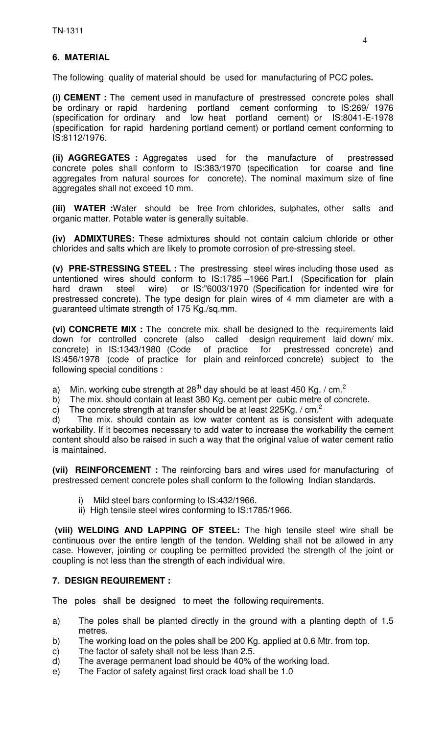## 6. MATERIAL

The following quality of material should be used for manufacturing of PCC poles**.**

**(i) CEMENT :** The cement used in manufacture of prestressed concrete poles shall be ordinary or rapid hardening portland cement conforming to IS:269/ 1976 (specification for ordinary and low heat portland cement) or IS:8041-E-1978 (specification for rapid hardening portland cement) or portland cement conforming to IS:8112/1976.

**(ii) AGGREGATES :** Aggregates used for the manufacture of prestressed concrete poles shall conform to IS:383/1970 (specification for coarse and fine aggregates from natural sources for concrete). The nominal maximum size of fine aggregates shall not exceed 10 mm.

**(iii) WATER :**Water should be free from chlorides, sulphates, other salts and organic matter. Potable water is generally suitable.

**(iv) ADMIXTURES:** These admixtures should not contain calcium chloride or other chlorides and salts which are likely to promote corrosion of pre-stressing steel.

**(v) PRE-STRESSING STEEL :** The prestressing steel wires including those used as untentioned wires should conform to IS:1785 –1966 Part.I (Specification for plain hard drawn steel wire) or IS:"6003/1970 (Specification for indented wire for prestressed concrete). The type design for plain wires of 4 mm diameter are with a guaranteed ultimate strength of 175 Kg./sq.mm.

**(vi) CONCRETE MIX :** The concrete mix. shall be designed to the requirements laid down for controlled concrete (also called design requirement laid down/ mix. concrete) in IS:1343/1980 (Code of practice for prestressed concrete) and IS:456/1978 (code of practice for plain and reinforced concrete) subject to the following special conditions :

a) Min. working cube strength at $28^{th}$ day should be at least 450 Kg. / $cm.^2$
b) The mix. should contain at least 380 Kg. cement per cubic metre of concrete.
c) The concrete strength at transfer should be at least 225Kg. / $cm.^2$
d) The mix. should contain as low water content as is consistent with adequate workability. If it becomes necessary to add water to increase the workability the cement content should also be raised in such a way that the original value of water cement ratio is maintained.

**(vii) REINFORCEMENT :** The reinforcing bars and wires used for manufacturing of prestressed cement concrete poles shall conform to the following Indian standards.

i) Mild steel bars conforming to IS:432/1966.
ii) High tensile steel wires conforming to IS:1785/1966.

**(viii) WELDING AND LAPPING OF STEEL:** The high tensile steel wire shall be continuous over the entire length of the tendon. Welding shall not be allowed in any case. However, jointing or coupling be permitted provided the strength of the joint or coupling is not less than the strength of each individual wire.

## 7. DESIGN REQUIREMENT :

The poles shall be designed to meet the following requirements.

a) The poles shall be planted directly in the ground with a planting depth of 1.5 metres.
b) The working load on the poles shall be 200 Kg. applied at 0.6 Mtr. from top.
c) The factor of safety shall not be less than 2.5.
d) The average permanent load should be 40% of the working load.
e) The Factor of safety against first crack load shall be 1.0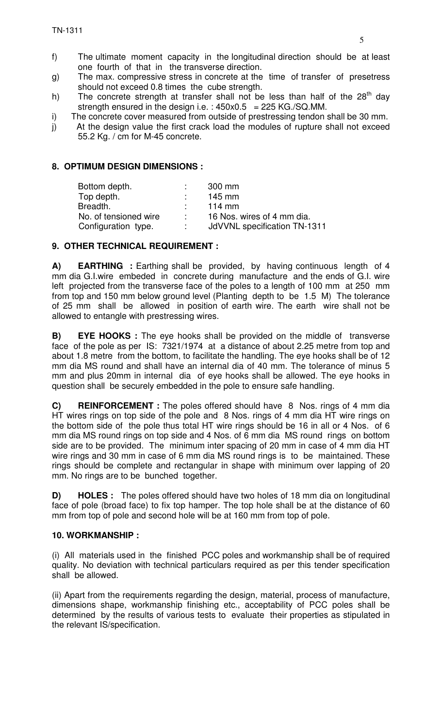f) The ultimate moment capacity in the longitudinal direction should be at least one fourth of that in the transverse direction.

g) The max. compressive stress in concrete at the time of transfer of presetress should not exceed 0.8 times the cube strength.

h) The concrete strength at transfer shall not be less than half of the 28[th] day strength ensured in the design i.e. : 450x0.5 = 225 KG./SQ.MM.

i) The concrete cover measured from outside of prestressing tendon shall be 30 mm.

j) At the design value the first crack load the modules of rupture shall not exceed 55.2 Kg. / cm for M-45 concrete.

## 8. OPTIMUM DESIGN DIMENSIONS :

| | | |
|---|---|---|
| Bottom depth. | : | 300 mm |
| Top depth. | : | 145 mm |
| Breadth. | : | 114 mm |
| No. of tensioned wire | : | 16 Nos. wires of 4 mm dia. |
| Configuration type. | : | JdVVNL specification TN-1311 |

## 9. OTHER TECHNICAL REQUIREMENT :

**A) EARTHING :** Earthing shall be provided, by having continuous length of 4 mm dia G.I.wire embeded in concrete during manufacture and the ends of G.I. wire left projected from the transverse face of the poles to a length of 100 mm at 250 mm from top and 150 mm below ground level (Planting depth to be 1.5 M) The tolerance of 25 mm shall be allowed in position of earth wire. The earth wire shall not be allowed to entangle with prestressing wires.

**B) EYE HOOKS :** The eye hooks shall be provided on the middle of transverse face of the pole as per IS: 7321/1974 at a distance of about 2.25 metre from top and about 1.8 metre from the bottom, to facilitate the handling. The eye hooks shall be of 12 mm dia MS round and shall have an internal dia of 40 mm. The tolerance of minus 5 mm and plus 20mm in internal dia of eye hooks shall be allowed. The eye hooks in question shall be securely embedded in the pole to ensure safe handling.

**C) REINFORCEMENT :** The poles offered should have 8 Nos. rings of 4 mm dia HT wires rings on top side of the pole and 8 Nos. rings of 4 mm dia HT wire rings on the bottom side of the pole thus total HT wire rings should be 16 in all or 4 Nos. of 6 mm dia MS round rings on top side and 4 Nos. of 6 mm dia MS round rings on bottom side are to be provided. The minimum inter spacing of 20 mm in case of 4 mm dia HT wire rings and 30 mm in case of 6 mm dia MS round rings is to be maintained. These rings should be complete and rectangular in shape with minimum over lapping of 20 mm. No rings are to be bunched together.

**D) HOLES :** The poles offered should have two holes of 18 mm dia on longitudinal face of pole (broad face) to fix top hamper. The top hole shall be at the distance of 60 mm from top of pole and second hole will be at 160 mm from top of pole.

## 10. WORKMANSHIP :

(i) All materials used in the finished PCC poles and workmanship shall be of required quality. No deviation with technical particulars required as per this tender specification shall be allowed.

(ii) Apart from the requirements regarding the design, material, process of manufacture, dimensions shape, workmanship finishing etc., acceptability of PCC poles shall be determined by the results of various tests to evaluate their properties as stipulated in the relevant IS/specification.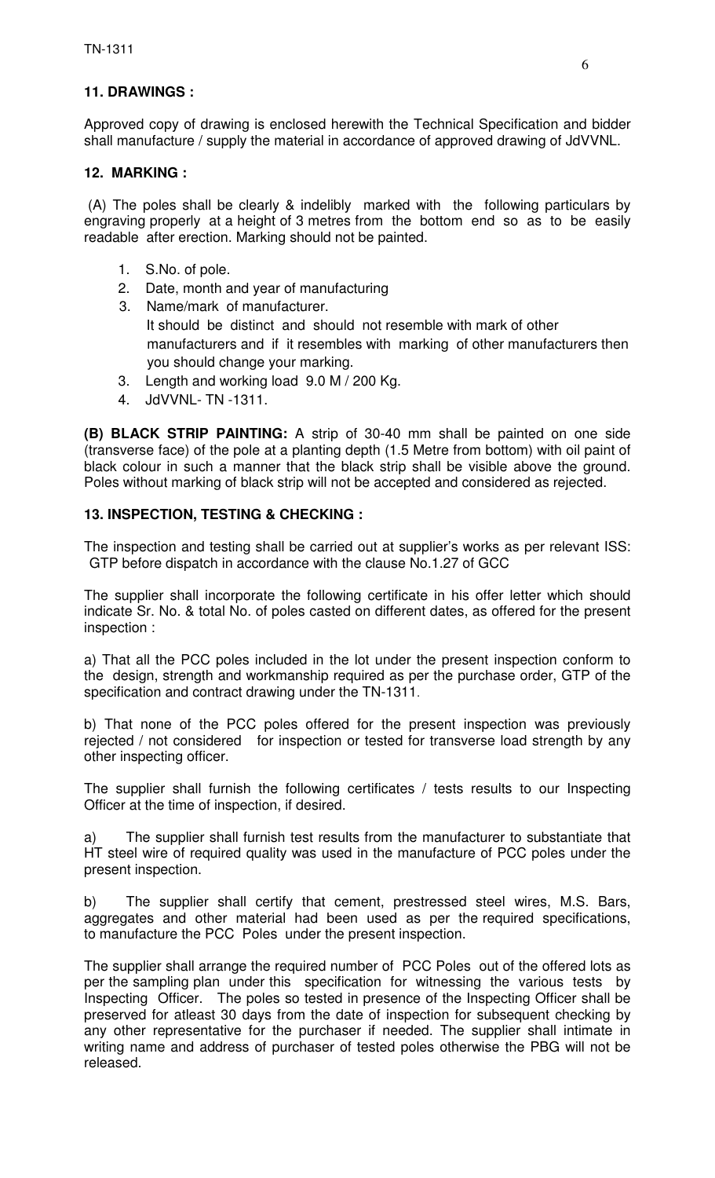## 11. DRAWINGS :

Approved copy of drawing is enclosed herewith the Technical Specification and bidder shall manufacture / supply the material in accordance of approved drawing of JdVVNL.

## 12. MARKING :

(A) The poles shall be clearly & indelibly marked with the following particulars by engraving properly at a height of 3 metres from the bottom end so as to be easily readable after erection. Marking should not be painted.

1. S.No. of pole.
2. Date, month and year of manufacturing
3. Name/mark of manufacturer.
   It should be distinct and should not resemble with mark of other manufacturers and if it resembles with marking of other manufacturers then you should change your marking.
3. Length and working load 9.0 M / 200 Kg.
4. JdVVNL- TN -1311.

**(B) BLACK STRIP PAINTING:** A strip of 30-40 mm shall be painted on one side (transverse face) of the pole at a planting depth (1.5 Metre from bottom) with oil paint of black colour in such a manner that the black strip shall be visible above the ground. Poles without marking of black strip will not be accepted and considered as rejected.

## 13. INSPECTION, TESTING & CHECKING :

The inspection and testing shall be carried out at supplier's works as per relevant ISS: GTP before dispatch in accordance with the clause No.1.27 of GCC

The supplier shall incorporate the following certificate in his offer letter which should indicate Sr. No. & total No. of poles casted on different dates, as offered for the present inspection :

a) That all the PCC poles included in the lot under the present inspection conform to the design, strength and workmanship required as per the purchase order, GTP of the specification and contract drawing under the TN-1311.

b) That none of the PCC poles offered for the present inspection was previously rejected / not considered for inspection or tested for transverse load strength by any other inspecting officer.

The supplier shall furnish the following certificates / tests results to our Inspecting Officer at the time of inspection, if desired.

a) The supplier shall furnish test results from the manufacturer to substantiate that HT steel wire of required quality was used in the manufacture of PCC poles under the present inspection.

b) The supplier shall certify that cement, prestressed steel wires, M.S. Bars, aggregates and other material had been used as per the required specifications, to manufacture the PCC Poles under the present inspection.

The supplier shall arrange the required number of PCC Poles out of the offered lots as per the sampling plan under this specification for witnessing the various tests by Inspecting Officer. The poles so tested in presence of the Inspecting Officer shall be preserved for atleast 30 days from the date of inspection for subsequent checking by any other representative for the purchaser if needed. The supplier shall intimate in writing name and address of purchaser of tested poles otherwise the PBG will not be released.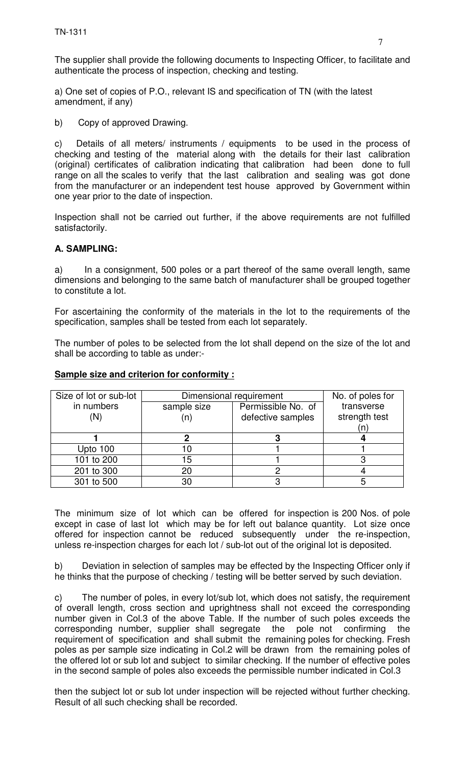The supplier shall provide the following documents to Inspecting Officer, to facilitate and authenticate the process of inspection, checking and testing.

a) One set of copies of P.O., relevant IS and specification of TN (with the latest amendment, if any)

b) Copy of approved Drawing.

c) Details of all meters/ instruments / equipments to be used in the process of checking and testing of the material along with the details for their last calibration (original) certificates of calibration indicating that calibration had been done to full range on all the scales to verify that the last calibration and sealing was got done from the manufacturer or an independent test house approved by Government within one year prior to the date of inspection.

Inspection shall not be carried out further, if the above requirements are not fulfilled satisfactorily.

**A. SAMPLING:**

a) In a consignment, 500 poles or a part thereof of the same overall length, same dimensions and belonging to the same batch of manufacturer shall be grouped together to constitute a lot.

For ascertaining the conformity of the materials in the lot to the requirements of the specification, samples shall be tested from each lot separately.

The number of poles to be selected from the lot shall depend on the size of the lot and shall be according to table as under:-

**Sample size and criterion for conformity :**

| Size of lot or sub-lot in numbers (N) | Dimensional requirement | | No. of poles for transverse strength test (n) |
|---|---|---|---|
| | sample size (n) | Permissible No. of defective samples | |
| **1** | **2** | **3** | **4** |
| Upto 100 | 10 | 1 | 1 |
| 101 to 200 | 15 | 1 | 3 |
| 201 to 300 | 20 | 2 | 4 |
| 301 to 500 | 30 | 3 | 5 |

The minimum size of lot which can be offered for inspection is 200 Nos. of pole except in case of last lot which may be for left out balance quantity. Lot size once offered for inspection cannot be reduced subsequently under the re-inspection, unless re-inspection charges for each lot / sub-lot out of the original lot is deposited.

b) Deviation in selection of samples may be effected by the Inspecting Officer only if he thinks that the purpose of checking / testing will be better served by such deviation.

c) The number of poles, in every lot/sub lot, which does not satisfy, the requirement of overall length, cross section and uprightness shall not exceed the corresponding number given in Col.3 of the above Table. If the number of such poles exceeds the corresponding number, supplier shall segregate the pole not confirming the requirement of specification and shall submit the remaining poles for checking. Fresh poles as per sample size indicating in Col.2 will be drawn from the remaining poles of the offered lot or sub lot and subject to similar checking. If the number of effective poles in the second sample of poles also exceeds the permissible number indicated in Col.3

then the subject lot or sub lot under inspection will be rejected without further checking. Result of all such checking shall be recorded.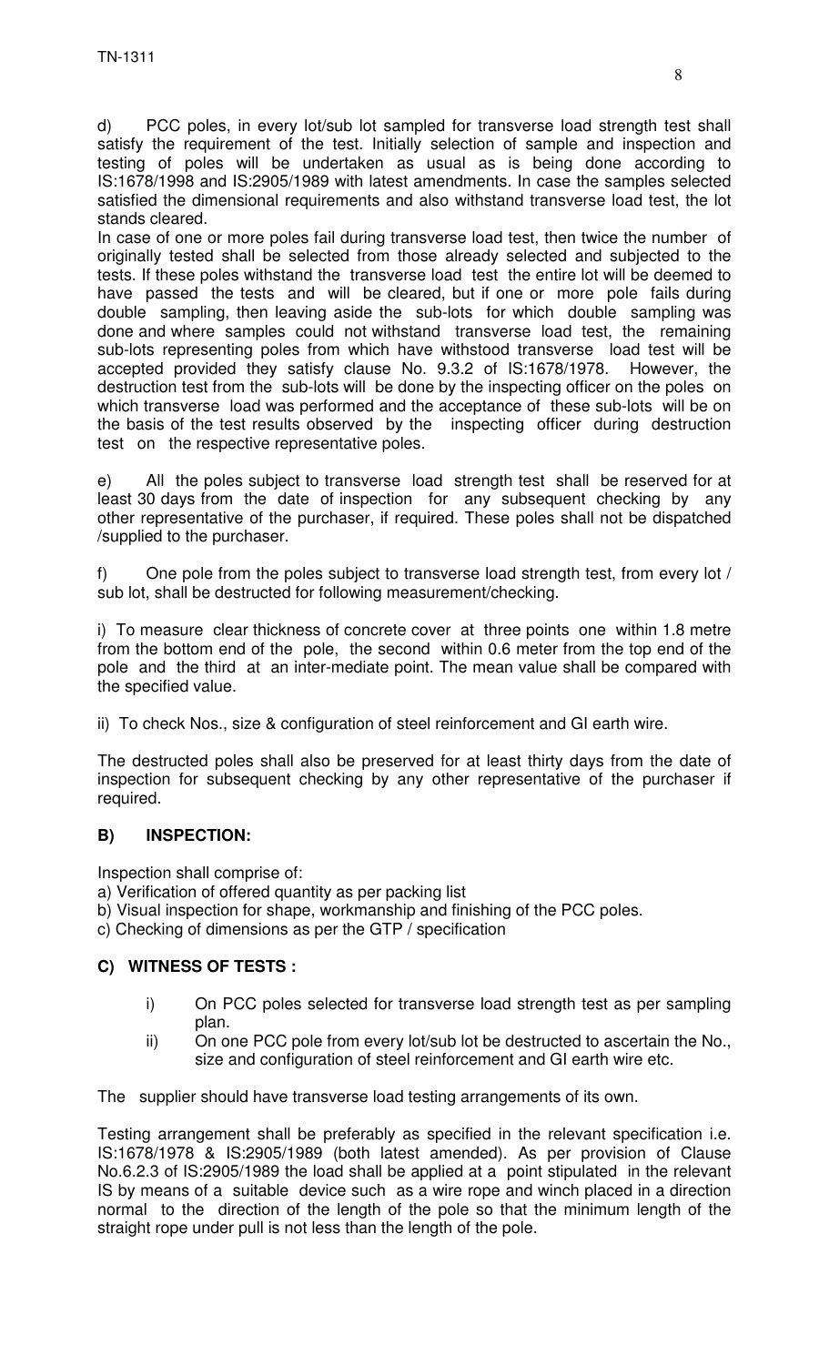d) PCC poles, in every lot/sub lot sampled for transverse load strength test shall satisfy the requirement of the test. Initially selection of sample and inspection and testing of poles will be undertaken as usual as is being done according to IS:1678/1998 and IS:2905/1989 with latest amendments. In case the samples selected satisfied the dimensional requirements and also withstand transverse load test, the lot stands cleared.

In case of one or more poles fail during transverse load test, then twice the number of originally tested shall be selected from those already selected and subjected to the tests. If these poles withstand the transverse load test the entire lot will be deemed to have passed the tests and will be cleared, but if one or more pole fails during double sampling, then leaving aside the sub-lots for which double sampling was done and where samples could not withstand transverse load test, the remaining sub-lots representing poles from which have withstood transverse load test will be accepted provided they satisfy clause No. 9.3.2 of IS:1678/1978. However, the destruction test from the sub-lots will be done by the inspecting officer on the poles on which transverse load was performed and the acceptance of these sub-lots will be on the basis of the test results observed by the inspecting officer during destruction test on the respective representative poles.

e) All the poles subject to transverse load strength test shall be reserved for at least 30 days from the date of inspection for any subsequent checking by any other representative of the purchaser, if required. These poles shall not be dispatched /supplied to the purchaser.

f) One pole from the poles subject to transverse load strength test, from every lot / sub lot, shall be destructed for following measurement/checking.

i) To measure clear thickness of concrete cover at three points one within 1.8 metre from the bottom end of the pole, the second within 0.6 meter from the top end of the pole and the third at an inter-mediate point. The mean value shall be compared with the specified value.

ii) To check Nos., size & configuration of steel reinforcement and GI earth wire.

The destructed poles shall also be preserved for at least thirty days from the date of inspection for subsequent checking by any other representative of the purchaser if required.

## B) INSPECTION:

Inspection shall comprise of:

a) Verification of offered quantity as per packing list

b) Visual inspection for shape, workmanship and finishing of the PCC poles.

c) Checking of dimensions as per the GTP / specification

## C) WITNESS OF TESTS :

i) On PCC poles selected for transverse load strength test as per sampling plan.

ii) On one PCC pole from every lot/sub lot be destructed to ascertain the No., size and configuration of steel reinforcement and GI earth wire etc.

The supplier should have transverse load testing arrangements of its own.

Testing arrangement shall be preferably as specified in the relevant specification i.e. IS:1678/1978 & IS:2905/1989 (both latest amended). As per provision of Clause No.6.2.3 of IS:2905/1989 the load shall be applied at a point stipulated in the relevant IS by means of a suitable device such as a wire rope and winch placed in a direction normal to the direction of the length of the pole so that the minimum length of the straight rope under pull is not less than the length of the pole.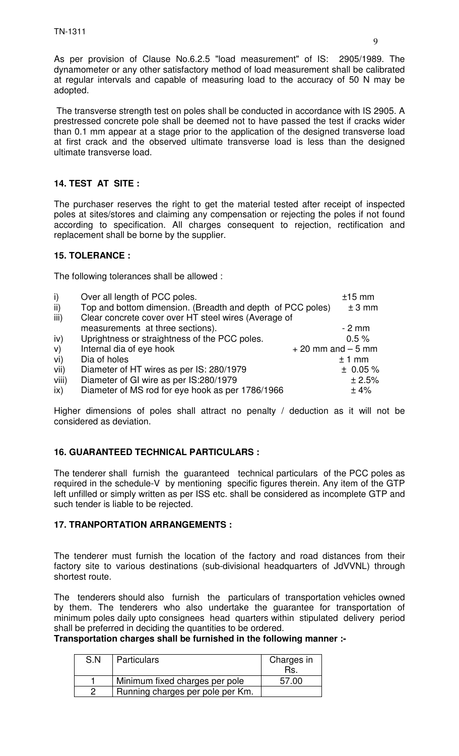As per provision of Clause No.6.2.5 "load measurement" of IS: 2905/1989. The dynamometer or any other satisfactory method of load measurement shall be calibrated at regular intervals and capable of measuring load to the accuracy of 50 N may be adopted.

The transverse strength test on poles shall be conducted in accordance with IS 2905. A prestressed concrete pole shall be deemed not to have passed the test if cracks wider than 0.1 mm appear at a stage prior to the application of the designed transverse load at first crack and the observed ultimate transverse load is less than the designed ultimate transverse load.

## 14. TEST AT SITE :

The purchaser reserves the right to get the material tested after receipt of inspected poles at sites/stores and claiming any compensation or rejecting the poles if not found according to specification. All charges consequent to rejection, rectification and replacement shall be borne by the supplier.

## 15. TOLERANCE :

The following tolerances shall be allowed :

| | | |
|---|---|---|
| i) | Over all length of PCC poles. | ±15 mm |
| ii) | Top and bottom dimension. (Breadth and depth of PCC poles) | ± 3 mm |
| iii) | Clear concrete cover over HT steel wires (Average of measurements at three sections). | - 2 mm |
| iv) | Uprightness or straightness of the PCC poles. | 0.5 % |
| v) | Internal dia of eye hook | + 20 mm and – 5 mm |
| vi) | Dia of holes | ± 1 mm |
| vii) | Diameter of HT wires as per IS: 280/1979 | ± 0.05 % |
| viii) | Diameter of GI wire as per IS:280/1979 | ± 2.5% |
| ix) | Diameter of MS rod for eye hook as per 1786/1966 | ± 4% |

Higher dimensions of poles shall attract no penalty / deduction as it will not be considered as deviation.

## 16. GUARANTEED TECHNICAL PARTICULARS :

The tenderer shall furnish the guaranteed technical particulars of the PCC poles as required in the schedule-V by mentioning specific figures therein. Any item of the GTP left unfilled or simply written as per ISS etc. shall be considered as incomplete GTP and such tender is liable to be rejected.

## 17. TRANPORTATION ARRANGEMENTS :

The tenderer must furnish the location of the factory and road distances from their factory site to various destinations (sub-divisional headquarters of JdVVNL) through shortest route.

The tenderers should also furnish the particulars of transportation vehicles owned by them. The tenderers who also undertake the guarantee for transportation of minimum poles daily upto consignees head quarters within stipulated delivery period shall be preferred in deciding the quantities to be ordered.

**Transportation charges shall be furnished in the following manner :-**

| S.N | Particulars | Charges in Rs. |
|---|---|---|
| 1 | Minimum fixed charges per pole | 57.00 |
| 2 | Running charges per pole per Km. | |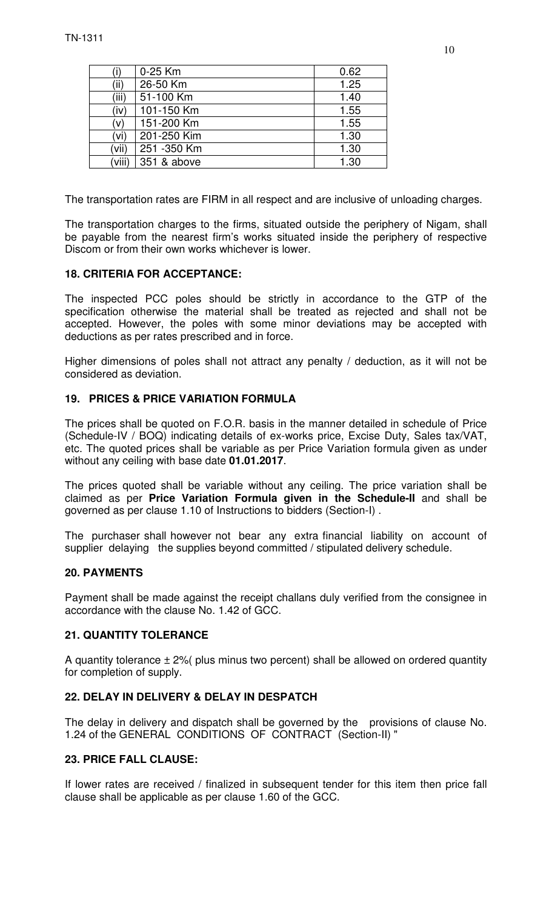| (i) | 0-25 Km | 0.62 |
|---|---|---|
| (ii) | 26-50 Km | 1.25 |
| (iii) | 51-100 Km | 1.40 |
| (iv) | 101-150 Km | 1.55 |
| (v) | 151-200 Km | 1.55 |
| (vi) | 201-250 Kim | 1.30 |
| (vii) | 251 -350 Km | 1.30 |
| (viii) | 351 & above | 1.30 |

The transportation rates are FIRM in all respect and are inclusive of unloading charges.

The transportation charges to the firms, situated outside the periphery of Nigam, shall be payable from the nearest firm's works situated inside the periphery of respective Discom or from their own works whichever is lower.

**18. CRITERIA FOR ACCEPTANCE:**

The inspected PCC poles should be strictly in accordance to the GTP of the specification otherwise the material shall be treated as rejected and shall not be accepted. However, the poles with some minor deviations may be accepted with deductions as per rates prescribed and in force.

Higher dimensions of poles shall not attract any penalty / deduction, as it will not be considered as deviation.

**19. PRICES & PRICE VARIATION FORMULA**

The prices shall be quoted on F.O.R. basis in the manner detailed in schedule of Price (Schedule-IV / BOQ) indicating details of ex-works price, Excise Duty, Sales tax/VAT, etc. The quoted prices shall be variable as per Price Variation formula given as under without any ceiling with base date **01.01.2017**.

The prices quoted shall be variable without any ceiling. The price variation shall be claimed as per **Price Variation Formula given in the Schedule-II** and shall be governed as per clause 1.10 of Instructions to bidders (Section-I) .

The purchaser shall however not bear any extra financial liability on account of supplier delaying the supplies beyond committed / stipulated delivery schedule.

**20. PAYMENTS**

Payment shall be made against the receipt challans duly verified from the consignee in accordance with the clause No. 1.42 of GCC.

**21. QUANTITY TOLERANCE**

A quantity tolerance ± 2%( plus minus two percent) shall be allowed on ordered quantity for completion of supply.

**22. DELAY IN DELIVERY & DELAY IN DESPATCH**

The delay in delivery and dispatch shall be governed by the provisions of clause No. 1.24 of the GENERAL CONDITIONS OF CONTRACT (Section-II) "

**23. PRICE FALL CLAUSE:**

If lower rates are received / finalized in subsequent tender for this item then price fall clause shall be applicable as per clause 1.60 of the GCC.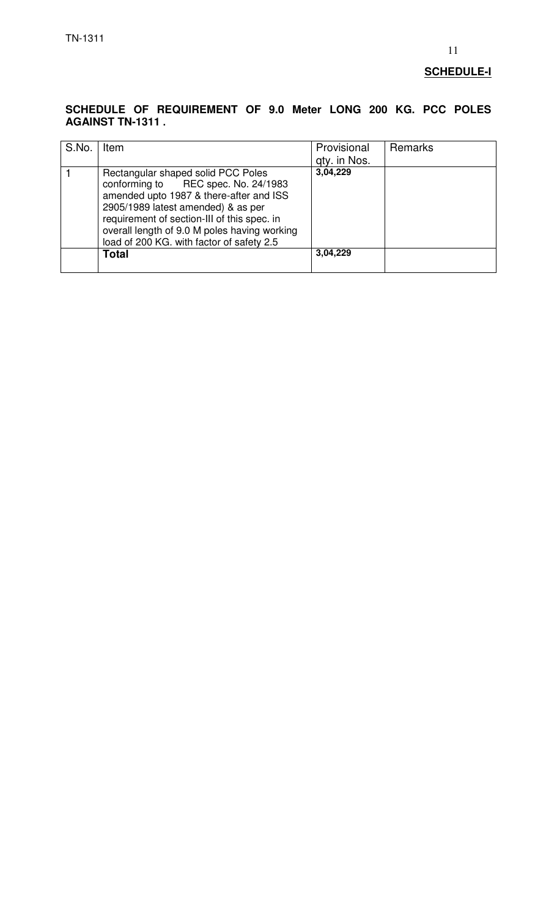**SCHEDULE-I**

**SCHEDULE OF REQUIREMENT OF 9.0 Meter LONG 200 KG. PCC POLES AGAINST TN-1311 .**

| S.No. | Item | Provisional qty. in Nos. | Remarks |
|---|---|---|---|
| 1 | Rectangular shaped solid PCC Poles conforming to REC spec. No. 24/1983 amended upto 1987 & there-after and ISS 2905/1989 latest amended) & as per requirement of section-III of this spec. in overall length of 9.0 M poles having working load of 200 KG. with factor of safety 2.5 | **3,04,229** | |
| | **Total** | **3,04,229** | |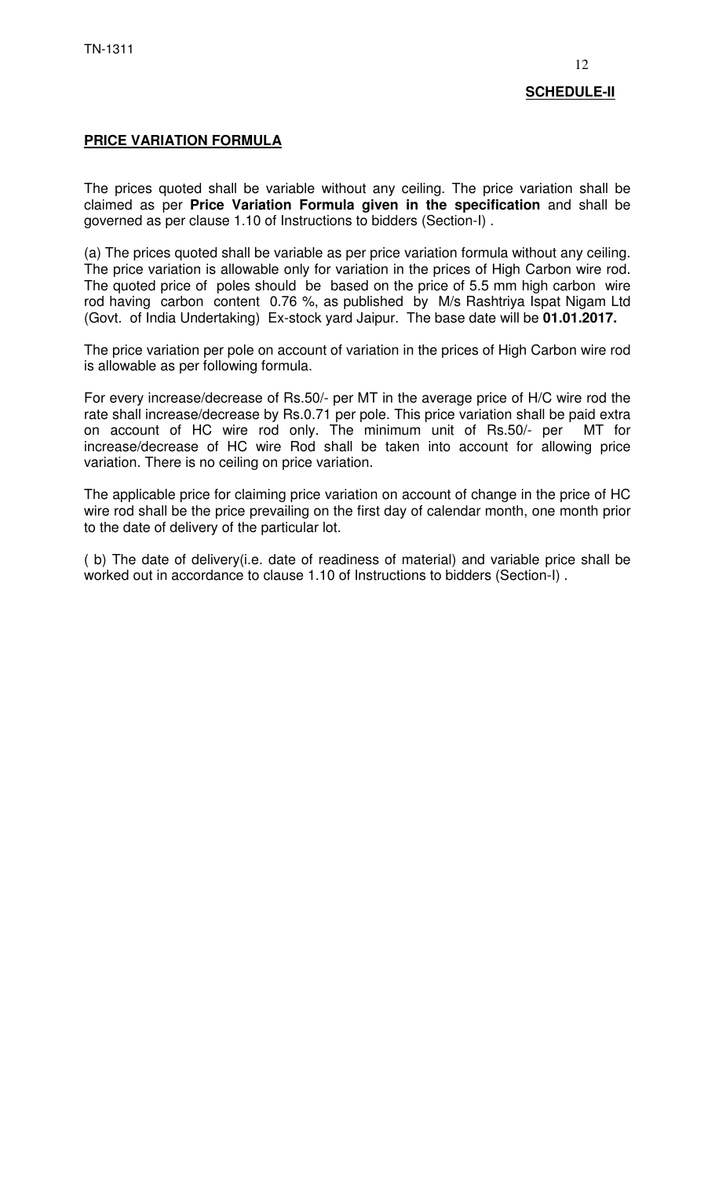**SCHEDULE-II**

## PRICE VARIATION FORMULA

The prices quoted shall be variable without any ceiling. The price variation shall be claimed as per **Price Variation Formula given in the specification** and shall be governed as per clause 1.10 of Instructions to bidders (Section-I) .

(a) The prices quoted shall be variable as per price variation formula without any ceiling. The price variation is allowable only for variation in the prices of High Carbon wire rod. The quoted price of poles should be based on the price of 5.5 mm high carbon wire rod having carbon content 0.76 %, as published by M/s Rashtriya Ispat Nigam Ltd (Govt. of India Undertaking) Ex-stock yard Jaipur. The base date will be **01.01.2017.**

The price variation per pole on account of variation in the prices of High Carbon wire rod is allowable as per following formula.

For every increase/decrease of Rs.50/- per MT in the average price of H/C wire rod the rate shall increase/decrease by Rs.0.71 per pole. This price variation shall be paid extra on account of HC wire rod only. The minimum unit of Rs.50/- per MT for increase/decrease of HC wire Rod shall be taken into account for allowing price variation. There is no ceiling on price variation.

The applicable price for claiming price variation on account of change in the price of HC wire rod shall be the price prevailing on the first day of calendar month, one month prior to the date of delivery of the particular lot.

( b) The date of delivery(i.e. date of readiness of material) and variable price shall be worked out in accordance to clause 1.10 of Instructions to bidders (Section-I) .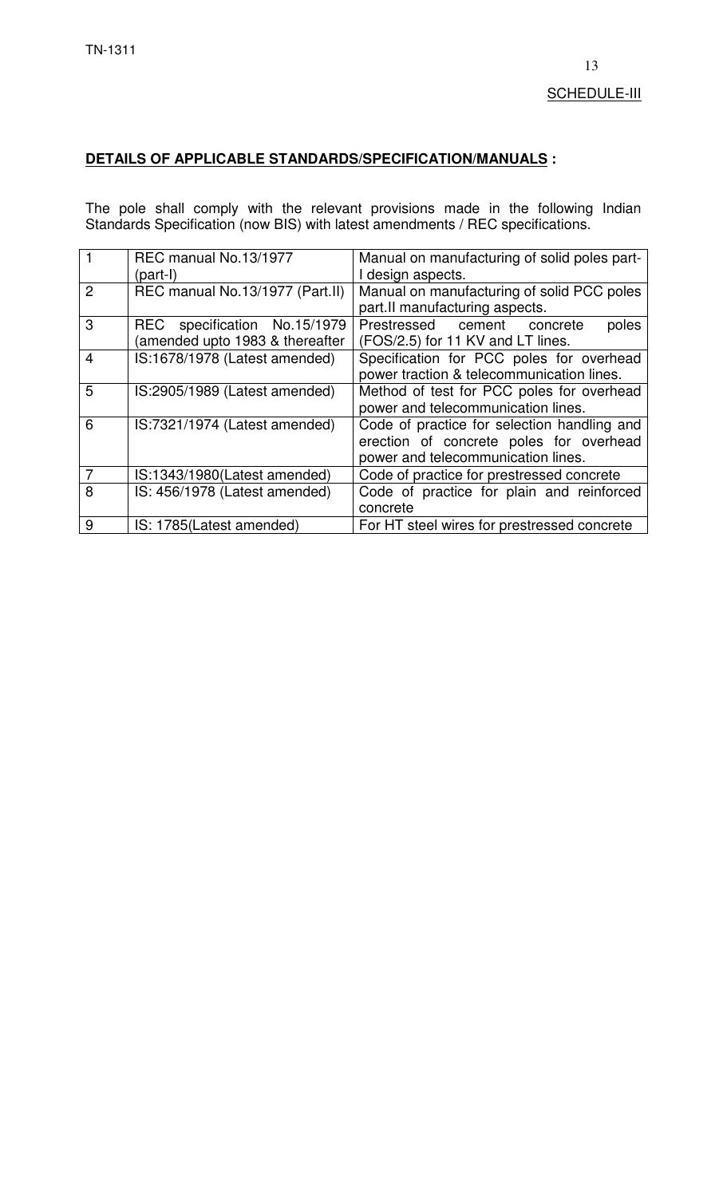SCHEDULE-III

**DETAILS OF APPLICABLE STANDARDS/SPECIFICATION/MANUALS :**

The pole shall comply with the relevant provisions made in the following Indian Standards Specification (now BIS) with latest amendments / REC specifications.

| | | |
|---|---|---|
| 1 | REC manual No.13/1977 (part-I) | Manual on manufacturing of solid poles part-I design aspects. |
| 2 | REC manual No.13/1977 (Part.II) | Manual on manufacturing of solid PCC poles part.II manufacturing aspects. |
| 3 | REC specification No.15/1979 (amended upto 1983 & thereafter | Prestressed cement concrete poles (FOS/2.5) for 11 KV and LT lines. |
| 4 | IS:1678/1978 (Latest amended) | Specification for PCC poles for overhead power traction & telecommunication lines. |
| 5 | IS:2905/1989 (Latest amended) | Method of test for PCC poles for overhead power and telecommunication lines. |
| 6 | IS:7321/1974 (Latest amended) | Code of practice for selection handling and erection of concrete poles for overhead power and telecommunication lines. |
| 7 | IS:1343/1980(Latest amended) | Code of practice for prestressed concrete |
| 8 | IS: 456/1978 (Latest amended) | Code of practice for plain and reinforced concrete |
| 9 | IS: 1785(Latest amended) | For HT steel wires for prestressed concrete |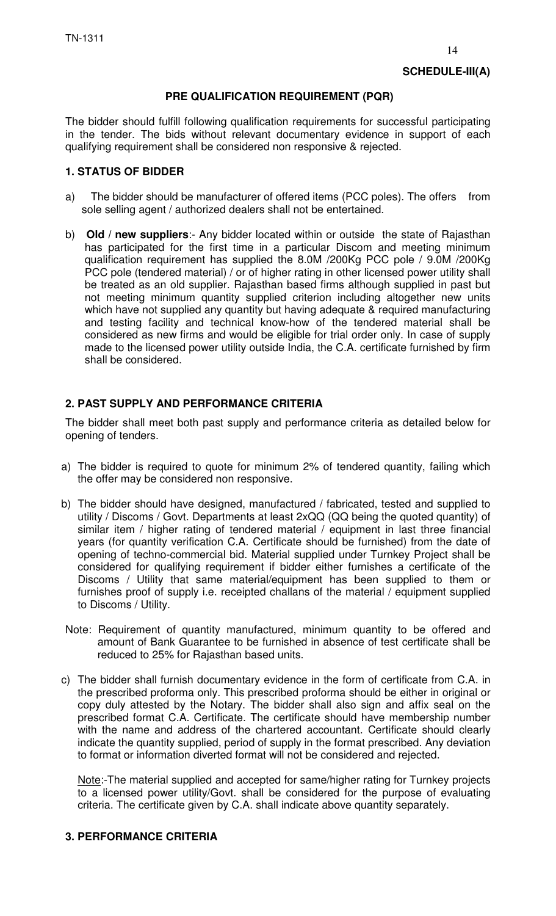**SCHEDULE-III(A)**

## PRE QUALIFICATION REQUIREMENT (PQR)

The bidder should fulfill following qualification requirements for successful participating in the tender. The bids without relevant documentary evidence in support of each qualifying requirement shall be considered non responsive & rejected.

### 1. STATUS OF BIDDER

a) The bidder should be manufacturer of offered items (PCC poles). The offers from sole selling agent / authorized dealers shall not be entertained.

b) **Old / new suppliers**:- Any bidder located within or outside the state of Rajasthan has participated for the first time in a particular Discom and meeting minimum qualification requirement has supplied the 8.0M /200Kg PCC pole / 9.0M /200Kg PCC pole (tendered material) / or of higher rating in other licensed power utility shall be treated as an old supplier. Rajasthan based firms although supplied in past but not meeting minimum quantity supplied criterion including altogether new units which have not supplied any quantity but having adequate & required manufacturing and testing facility and technical know-how of the tendered material shall be considered as new firms and would be eligible for trial order only. In case of supply made to the licensed power utility outside India, the C.A. certificate furnished by firm shall be considered.

### 2. PAST SUPPLY AND PERFORMANCE CRITERIA

The bidder shall meet both past supply and performance criteria as detailed below for opening of tenders.

a) The bidder is required to quote for minimum 2% of tendered quantity, failing which the offer may be considered non responsive.

b) The bidder should have designed, manufactured / fabricated, tested and supplied to utility / Discoms / Govt. Departments at least 2xQQ (QQ being the quoted quantity) of similar item / higher rating of tendered material / equipment in last three financial years (for quantity verification C.A. Certificate should be furnished) from the date of opening of techno-commercial bid. Material supplied under Turnkey Project shall be considered for qualifying requirement if bidder either furnishes a certificate of the Discoms / Utility that same material/equipment has been supplied to them or furnishes proof of supply i.e. receipted challans of the material / equipment supplied to Discoms / Utility.

Note: Requirement of quantity manufactured, minimum quantity to be offered and amount of Bank Guarantee to be furnished in absence of test certificate shall be reduced to 25% for Rajasthan based units.

c) The bidder shall furnish documentary evidence in the form of certificate from C.A. in the prescribed proforma only. This prescribed proforma should be either in original or copy duly attested by the Notary. The bidder shall also sign and affix seal on the prescribed format C.A. Certificate. The certificate should have membership number with the name and address of the chartered accountant. Certificate should clearly indicate the quantity supplied, period of supply in the format prescribed. Any deviation to format or information diverted format will not be considered and rejected.

Note:-The material supplied and accepted for same/higher rating for Turnkey projects to a licensed power utility/Govt. shall be considered for the purpose of evaluating criteria. The certificate given by C.A. shall indicate above quantity separately.

### 3. PERFORMANCE CRITERIA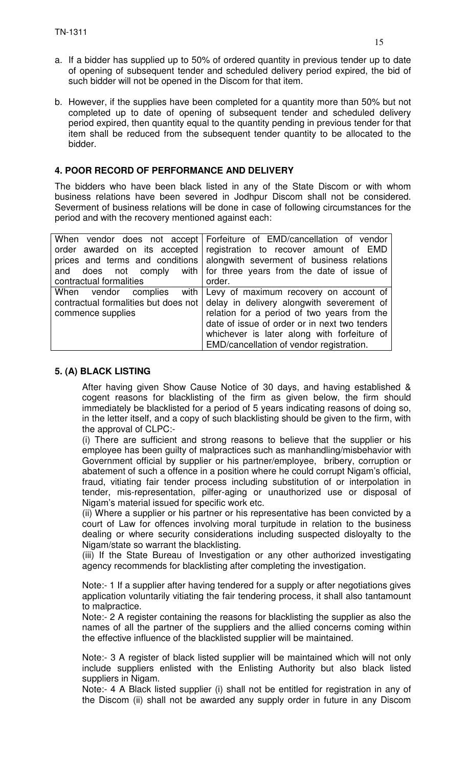a. If a bidder has supplied up to 50% of ordered quantity in previous tender up to date of opening of subsequent tender and scheduled delivery period expired, the bid of such bidder will not be opened in the Discom for that item.

b. However, if the supplies have been completed for a quantity more than 50% but not completed up to date of opening of subsequent tender and scheduled delivery period expired, then quantity equal to the quantity pending in previous tender for that item shall be reduced from the subsequent tender quantity to be allocated to the bidder.

### 4. POOR RECORD OF PERFORMANCE AND DELIVERY

The bidders who have been black listed in any of the State Discom or with whom business relations have been severed in Jodhpur Discom shall not be considered. Severment of business relations will be done in case of following circumstances for the period and with the recovery mentioned against each:

| | |
|---|---|
| When vendor does not accept order awarded on its accepted prices and terms and conditions and does not comply with contractual formalities | Forfeiture of EMD/cancellation of vendor registration to recover amount of EMD alongwith severment of business relations for three years from the date of issue of order. |
| When vendor complies with contractual formalities but does not commence supplies | Levy of maximum recovery on account of delay in delivery alongwith severement of relation for a period of two years from the date of issue of order or in next two tenders whichever is later along with forfeiture of EMD/cancellation of vendor registration. |

### 5. (A) BLACK LISTING

After having given Show Cause Notice of 30 days, and having established & cogent reasons for blacklisting of the firm as given below, the firm should immediately be blacklisted for a period of 5 years indicating reasons of doing so, in the letter itself, and a copy of such blacklisting should be given to the firm, with the approval of CLPC:-

(i) There are sufficient and strong reasons to believe that the supplier or his employee has been guilty of malpractices such as manhandling/misbehavior with Government official by supplier or his partner/employee, bribery, corruption or abatement of such a offence in a position where he could corrupt Nigam's official, fraud, vitiating fair tender process including substitution of or interpolation in tender, mis-representation, pilfer-aging or unauthorized use or disposal of Nigam's material issued for specific work etc.

(ii) Where a supplier or his partner or his representative has been convicted by a court of Law for offences involving moral turpitude in relation to the business dealing or where security considerations including suspected disloyalty to the Nigam/state so warrant the blacklisting.

(iii) If the State Bureau of Investigation or any other authorized investigating agency recommends for blacklisting after completing the investigation.

Note:- 1 If a supplier after having tendered for a supply or after negotiations gives application voluntarily vitiating the fair tendering process, it shall also tantamount to malpractice.

Note:- 2 A register containing the reasons for blacklisting the supplier as also the names of all the partner of the suppliers and the allied concerns coming within the effective influence of the blacklisted supplier will be maintained.

Note:- 3 A register of black listed supplier will be maintained which will not only include suppliers enlisted with the Enlisting Authority but also black listed suppliers in Nigam.

Note:- 4 A Black listed supplier (i) shall not be entitled for registration in any of the Discom (ii) shall not be awarded any supply order in future in any Discom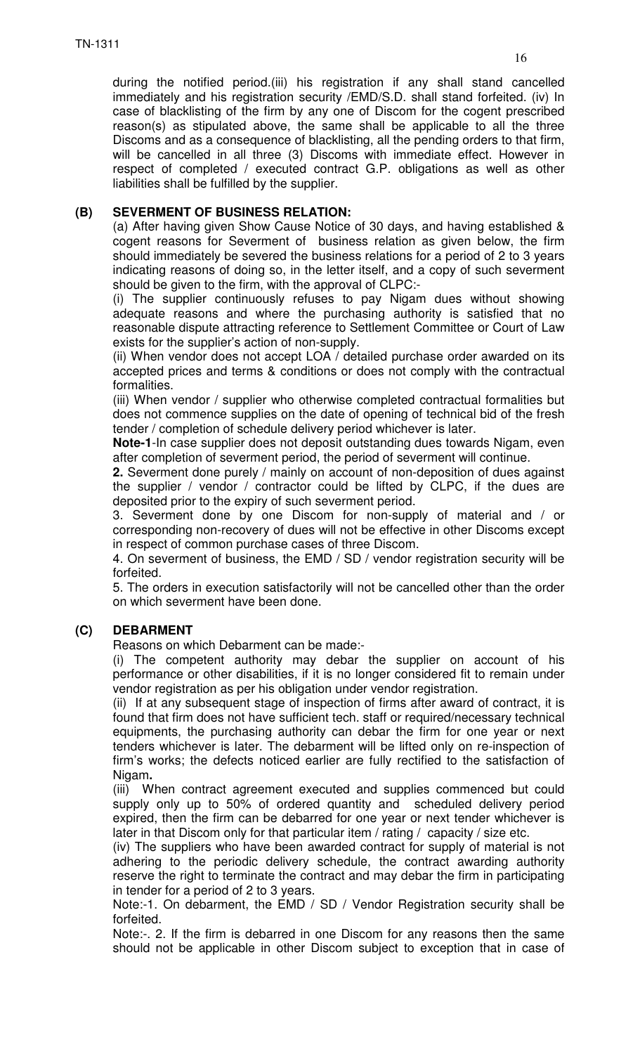during the notified period.(iii) his registration if any shall stand cancelled immediately and his registration security /EMD/S.D. shall stand forfeited. (iv) In case of blacklisting of the firm by any one of Discom for the cogent prescribed reason(s) as stipulated above, the same shall be applicable to all the three Discoms and as a consequence of blacklisting, all the pending orders to that firm, will be cancelled in all three (3) Discoms with immediate effect. However in respect of completed / executed contract G.P. obligations as well as other liabilities shall be fulfilled by the supplier.

**(B) SEVERMENT OF BUSINESS RELATION:**

(a) After having given Show Cause Notice of 30 days, and having established & cogent reasons for Severment of business relation as given below, the firm should immediately be severed the business relations for a period of 2 to 3 years indicating reasons of doing so, in the letter itself, and a copy of such severment should be given to the firm, with the approval of CLPC:-

(i) The supplier continuously refuses to pay Nigam dues without showing adequate reasons and where the purchasing authority is satisfied that no reasonable dispute attracting reference to Settlement Committee or Court of Law exists for the supplier's action of non-supply.

(ii) When vendor does not accept LOA / detailed purchase order awarded on its accepted prices and terms & conditions or does not comply with the contractual formalities.

(iii) When vendor / supplier who otherwise completed contractual formalities but does not commence supplies on the date of opening of technical bid of the fresh tender / completion of schedule delivery period whichever is later.

**Note-1**-In case supplier does not deposit outstanding dues towards Nigam, even after completion of severment period, the period of severment will continue.

**2.** Severment done purely / mainly on account of non-deposition of dues against the supplier / vendor / contractor could be lifted by CLPC, if the dues are deposited prior to the expiry of such severment period.

3. Severment done by one Discom for non-supply of material and / or corresponding non-recovery of dues will not be effective in other Discoms except in respect of common purchase cases of three Discom.

4. On severment of business, the EMD / SD / vendor registration security will be forfeited.

5. The orders in execution satisfactorily will not be cancelled other than the order on which severment have been done.

**(C) DEBARMENT**

Reasons on which Debarment can be made:-

(i) The competent authority may debar the supplier on account of his performance or other disabilities, if it is no longer considered fit to remain under vendor registration as per his obligation under vendor registration.

(ii) If at any subsequent stage of inspection of firms after award of contract, it is found that firm does not have sufficient tech. staff or required/necessary technical equipments, the purchasing authority can debar the firm for one year or next tenders whichever is later. The debarment will be lifted only on re-inspection of firm's works; the defects noticed earlier are fully rectified to the satisfaction of Nigam**.**

(iii) When contract agreement executed and supplies commenced but could supply only up to 50% of ordered quantity and scheduled delivery period expired, then the firm can be debarred for one year or next tender whichever is later in that Discom only for that particular item / rating / capacity / size etc.

(iv) The suppliers who have been awarded contract for supply of material is not adhering to the periodic delivery schedule, the contract awarding authority reserve the right to terminate the contract and may debar the firm in participating in tender for a period of 2 to 3 years.

Note:-1. On debarment, the EMD / SD / Vendor Registration security shall be forfeited.

Note:-. 2. If the firm is debarred in one Discom for any reasons then the same should not be applicable in other Discom subject to exception that in case of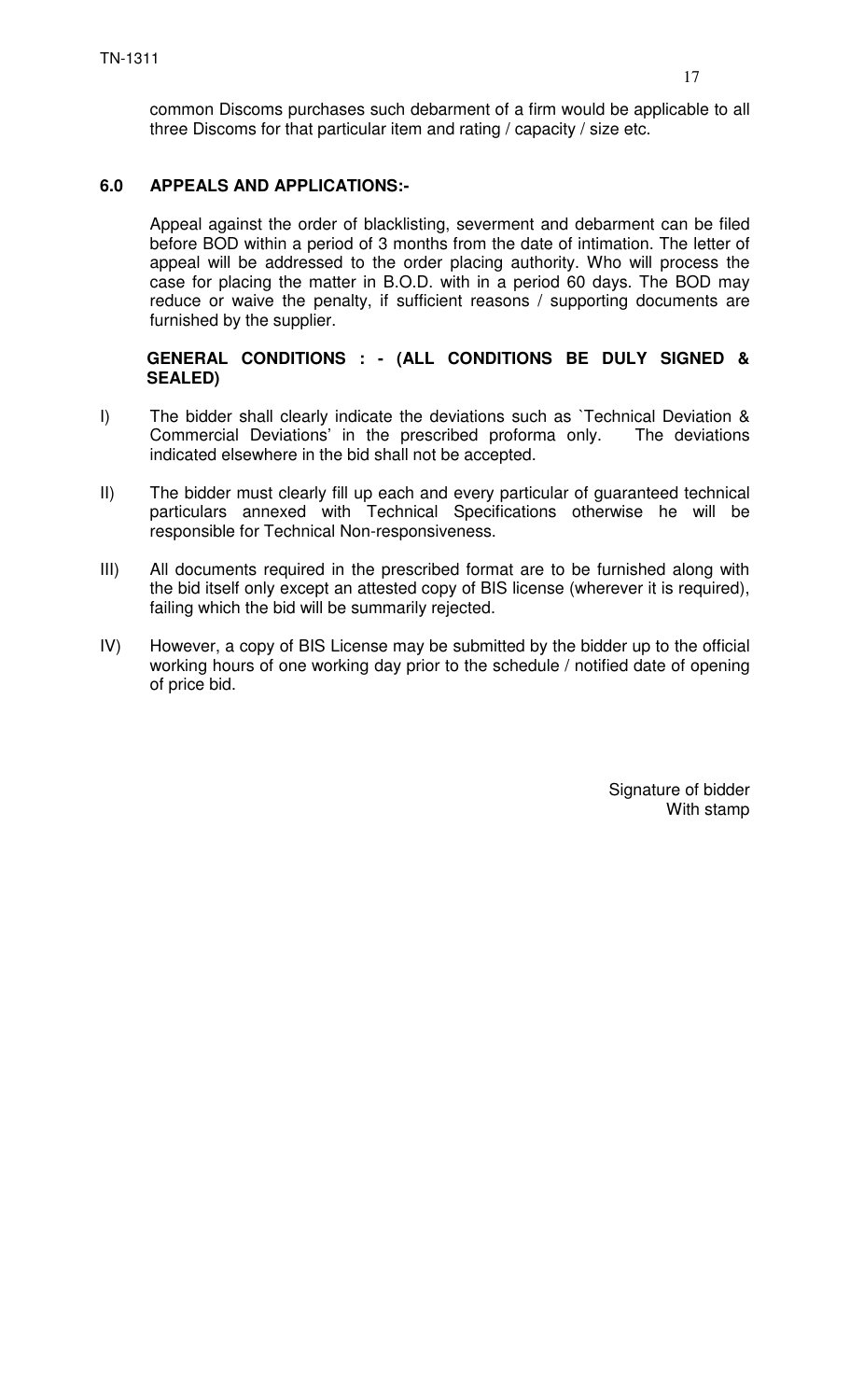common Discoms purchases such debarment of a firm would be applicable to all three Discoms for that particular item and rating / capacity / size etc.

## 6.0 APPEALS AND APPLICATIONS:-

Appeal against the order of blacklisting, severment and debarment can be filed before BOD within a period of 3 months from the date of intimation. The letter of appeal will be addressed to the order placing authority. Who will process the case for placing the matter in B.O.D. with in a period 60 days. The BOD may reduce or waive the penalty, if sufficient reasons / supporting documents are furnished by the supplier.

**GENERAL CONDITIONS : - (ALL CONDITIONS BE DULY SIGNED & SEALED)**

I) The bidder shall clearly indicate the deviations such as `Technical Deviation & Commercial Deviations' in the prescribed proforma only. The deviations indicated elsewhere in the bid shall not be accepted.

II) The bidder must clearly fill up each and every particular of guaranteed technical particulars annexed with Technical Specifications otherwise he will be responsible for Technical Non-responsiveness.

III) All documents required in the prescribed format are to be furnished along with the bid itself only except an attested copy of BIS license (wherever it is required), failing which the bid will be summarily rejected.

IV) However, a copy of BIS License may be submitted by the bidder up to the official working hours of one working day prior to the schedule / notified date of opening of price bid.

Signature of bidder
With stamp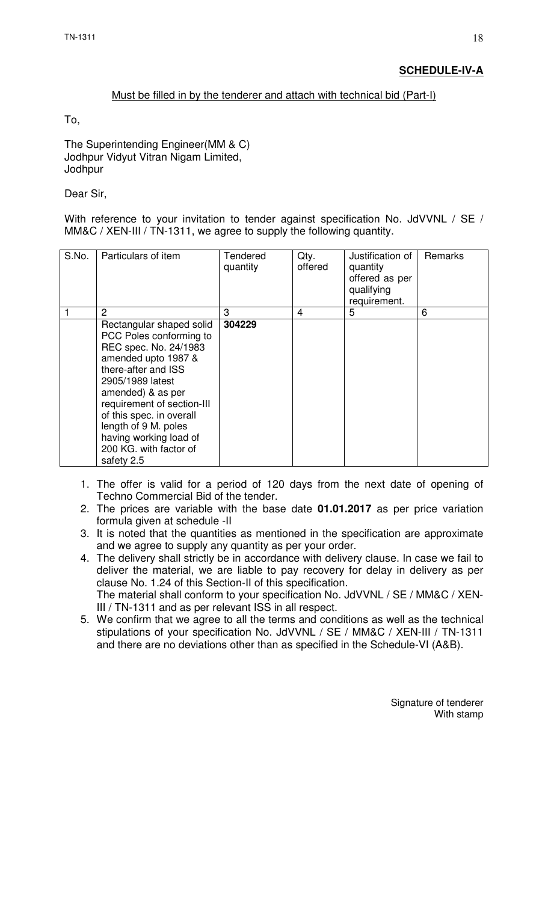**SCHEDULE-IV-A**

Must be filled in by the tenderer and attach with technical bid (Part-I)

To,

The Superintending Engineer(MM & C)
Jodhpur Vidyut Vitran Nigam Limited,
Jodhpur

Dear Sir,

With reference to your invitation to tender against specification No. JdVVNL / SE / MM&C / XEN-III / TN-1311, we agree to supply the following quantity.

| S.No. | Particulars of item | Tendered quantity | Qty. offered | Justification of quantity offered as per qualifying requirement. | Remarks |
|---|---|---|---|---|---|
| 1 | 2 | 3 | 4 | 5 | 6 |
| | Rectangular shaped solid PCC Poles conforming to REC spec. No. 24/1983 amended upto 1987 & there-after and ISS 2905/1989 latest amended) & as per requirement of section-III of this spec. in overall length of 9 M. poles having working load of 200 KG. with factor of safety 2.5 | **304229** | | | |

1. The offer is valid for a period of 120 days from the next date of opening of Techno Commercial Bid of the tender.
2. The prices are variable with the base date **01.01.2017** as per price variation formula given at schedule -II
3. It is noted that the quantities as mentioned in the specification are approximate and we agree to supply any quantity as per your order.
4. The delivery shall strictly be in accordance with delivery clause. In case we fail to deliver the material, we are liable to pay recovery for delay in delivery as per clause No. 1.24 of this Section-II of this specification.
   The material shall conform to your specification No. JdVVNL / SE / MM&C / XEN-III / TN-1311 and as per relevant ISS in all respect.
5. We confirm that we agree to all the terms and conditions as well as the technical stipulations of your specification No. JdVVNL / SE / MM&C / XEN-III / TN-1311 and there are no deviations other than as specified in the Schedule-VI (A&B).

Signature of tenderer
With stamp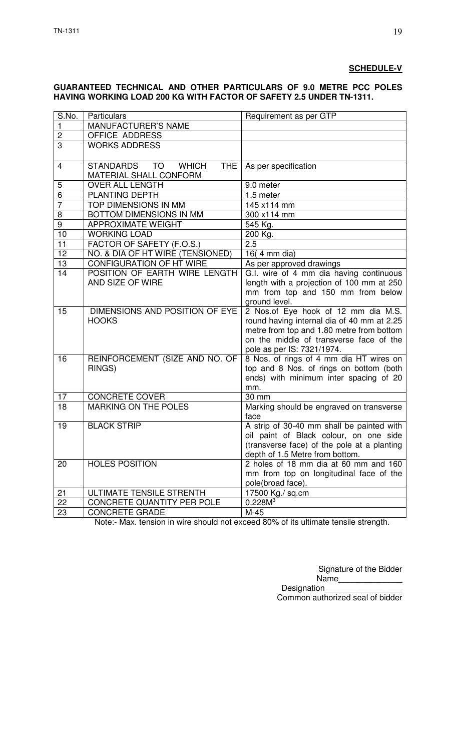**SCHEDULE-V**

**GUARANTEED TECHNICAL AND OTHER PARTICULARS OF 9.0 METRE PCC POLES HAVING WORKING LOAD 200 KG WITH FACTOR OF SAFETY 2.5 UNDER TN-1311.**

| S.No. | Particulars | Requirement as per GTP |
|---|---|---|
| 1 | MANUFACTURER'S NAME | |
| 2 | OFFICE ADDRESS | |
| 3 | WORKS ADDRESS | |
| 4 | STANDARDS TO WHICH THE MATERIAL SHALL CONFORM | As per specification |
| 5 | OVER ALL LENGTH | 9.0 meter |
| 6 | PLANTING DEPTH | 1.5 meter |
| 7 | TOP DIMENSIONS IN MM | 145 x114 mm |
| 8 | BOTTOM DIMENSIONS IN MM | 300 x114 mm |
| 9 | APPROXIMATE WEIGHT | 545 Kg. |
| 10 | WORKING LOAD | 200 Kg. |
| 11 | FACTOR OF SAFETY (F.O.S.) | 2.5 |
| 12 | NO. & DIA OF HT WIRE (TENSIONED) | 16( 4 mm dia) |
| 13 | CONFIGURATION OF HT WIRE | As per approved drawings |
| 14 | POSITION OF EARTH WIRE LENGTH AND SIZE OF WIRE | G.I. wire of 4 mm dia having continuous length with a projection of 100 mm at 250 mm from top and 150 mm from below ground level. |
| 15 | DIMENSIONS AND POSITION OF EYE HOOKS | 2 Nos.of Eye hook of 12 mm dia M.S. round having internal dia of 40 mm at 2.25 metre from top and 1.80 metre from bottom on the middle of transverse face of the pole as per IS: 7321/1974. |
| 16 | REINFORCEMENT (SIZE AND NO. OF RINGS) | 8 Nos. of rings of 4 mm dia HT wires on top and 8 Nos. of rings on bottom (both ends) with minimum inter spacing of 20 mm. |
| 17 | CONCRETE COVER | 30 mm |
| 18 | MARKING ON THE POLES | Marking should be engraved on transverse face |
| 19 | BLACK STRIP | A strip of 30-40 mm shall be painted with oil paint of Black colour, on one side (transverse face) of the pole at a planting depth of 1.5 Metre from bottom. |
| 20 | HOLES POSITION | 2 holes of 18 mm dia at 60 mm and 160 mm from top on longitudinal face of the pole(broad face). |
| 21 | ULTIMATE TENSILE STRENTH | 17500 Kg./ sq.cm |
| 22 | CONCRETE QUANTITY PER POLE | $0.228M^3$ |
| 23 | CONCRETE GRADE | M-45 |

Note:- Max. tension in wire should not exceed 80% of its ultimate tensile strength.

Signature of the Bidder

Name______________

Designation________________

Common authorized seal of bidder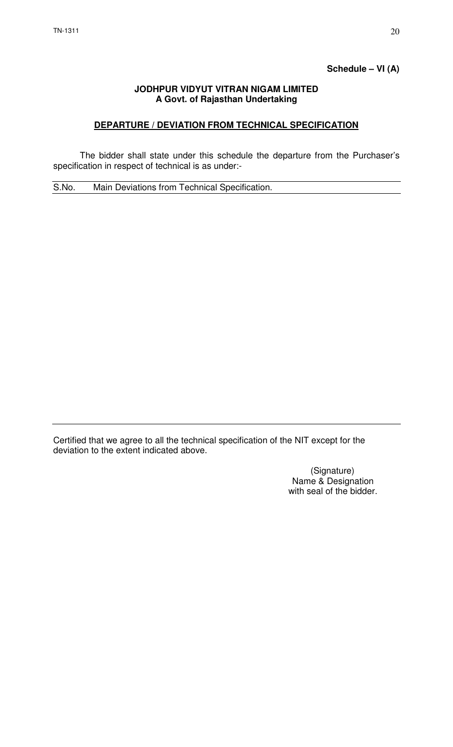**Schedule – VI (A)**

**JODHPUR VIDYUT VITRAN NIGAM LIMITED**
**A Govt. of Rajasthan Undertaking**

## DEPARTURE / DEVIATION FROM TECHNICAL SPECIFICATION

The bidder shall state under this schedule the departure from the Purchaser's specification in respect of technical is as under:-

| S.No. | Main Deviations from Technical Specification. |
|---|---|
| | |

Certified that we agree to all the technical specification of the NIT except for the deviation to the extent indicated above.

(Signature)
Name & Designation
with seal of the bidder.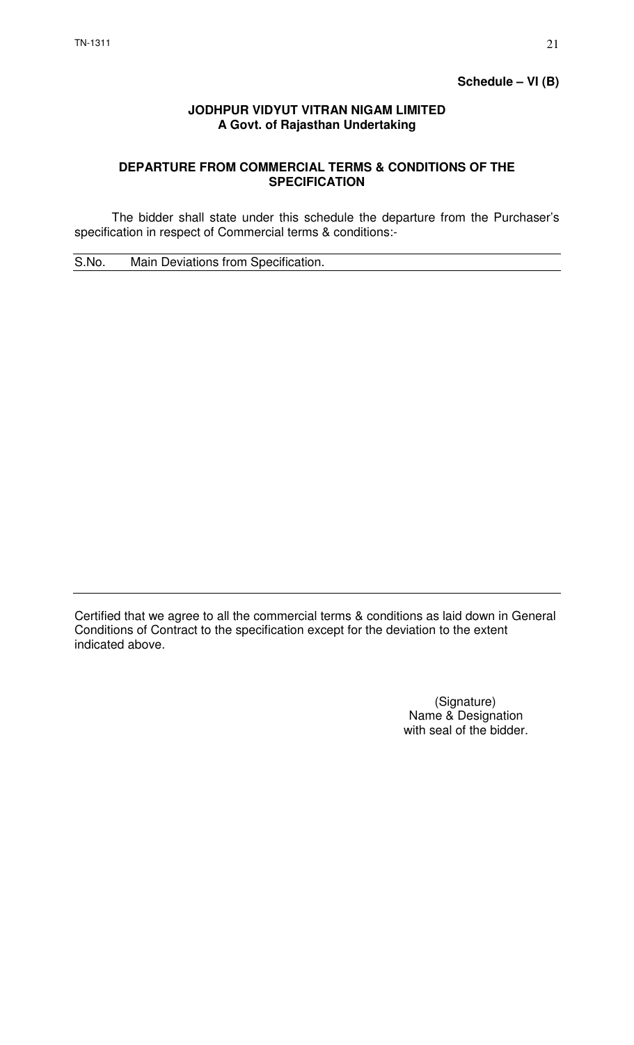**Schedule – VI (B)**

**JODHPUR VIDYUT VITRAN NIGAM LIMITED**
**A Govt. of Rajasthan Undertaking**

**DEPARTURE FROM COMMERCIAL TERMS & CONDITIONS OF THE SPECIFICATION**

The bidder shall state under this schedule the departure from the Purchaser's specification in respect of Commercial terms & conditions:-

| S.No. | Main Deviations from Specification. |
| --- | --- |
| | |

Certified that we agree to all the commercial terms & conditions as laid down in General Conditions of Contract to the specification except for the deviation to the extent indicated above.

(Signature)
Name & Designation
with seal of the bidder.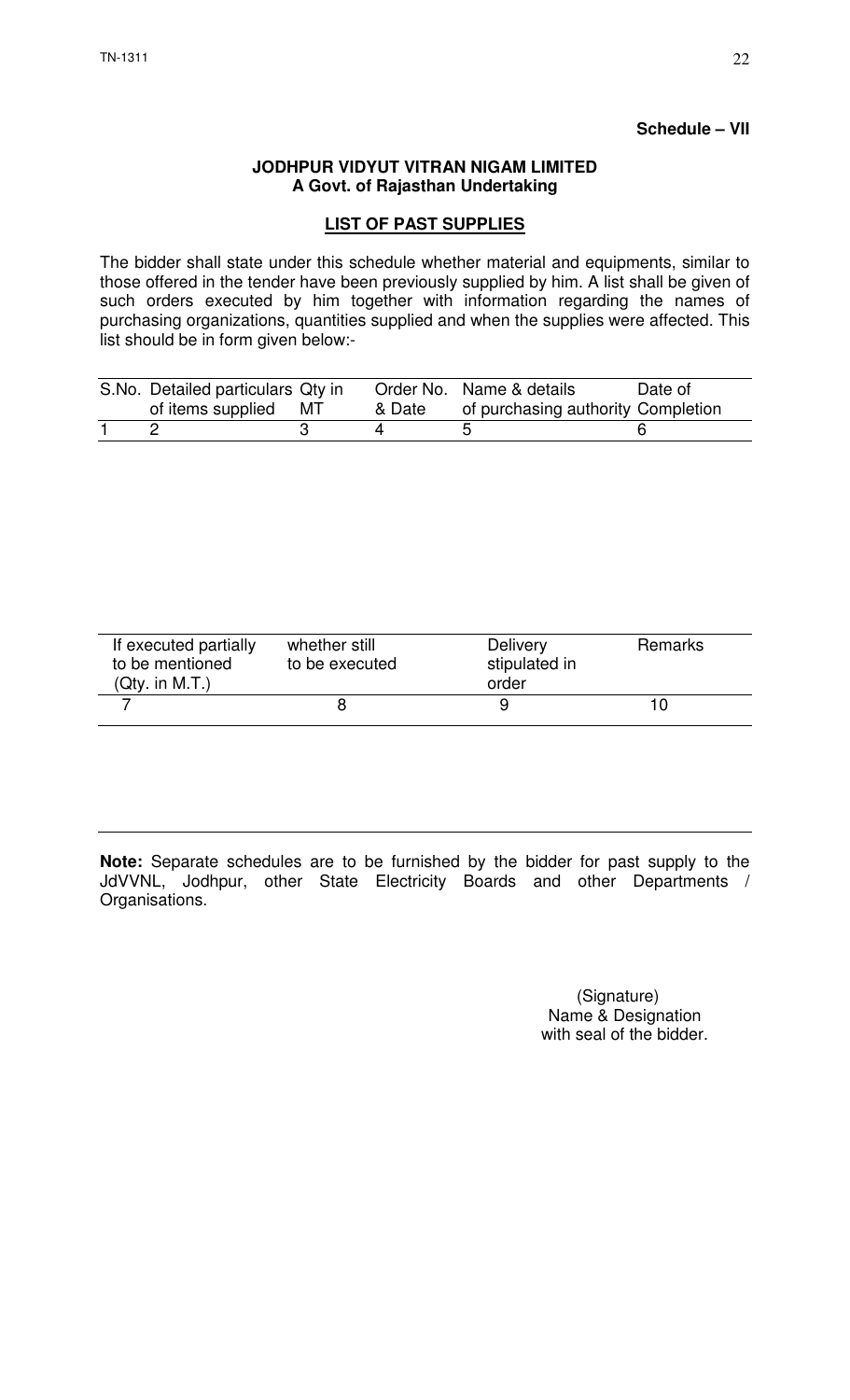**Schedule – VII**

**JODHPUR VIDYUT VITRAN NIGAM LIMITED**
**A Govt. of Rajasthan Undertaking**

**LIST OF PAST SUPPLIES**

The bidder shall state under this schedule whether material and equipments, similar to those offered in the tender have been previously supplied by him. A list shall be given of such orders executed by him together with information regarding the names of purchasing organizations, quantities supplied and when the supplies were affected. This list should be in form given below:-

| S.No. | Detailed particulars of items supplied | Qty in MT | Order No. & Date | Name & details of purchasing authority | Date of Completion |
|---|---|---|---|---|---|
| 1 | 2 | 3 | 4 | 5 | 6 |

| If executed partially to be mentioned (Qty. in M.T.) | whether still to be executed | Delivery stipulated in order | Remarks |
|---|---|---|---|
| 7 | 8 | 9 | 10 |

**Note:** Separate schedules are to be furnished by the bidder for past supply to the JdVVNL, Jodhpur, other State Electricity Boards and other Departments / Organisations.

(Signature)
Name & Designation
with seal of the bidder.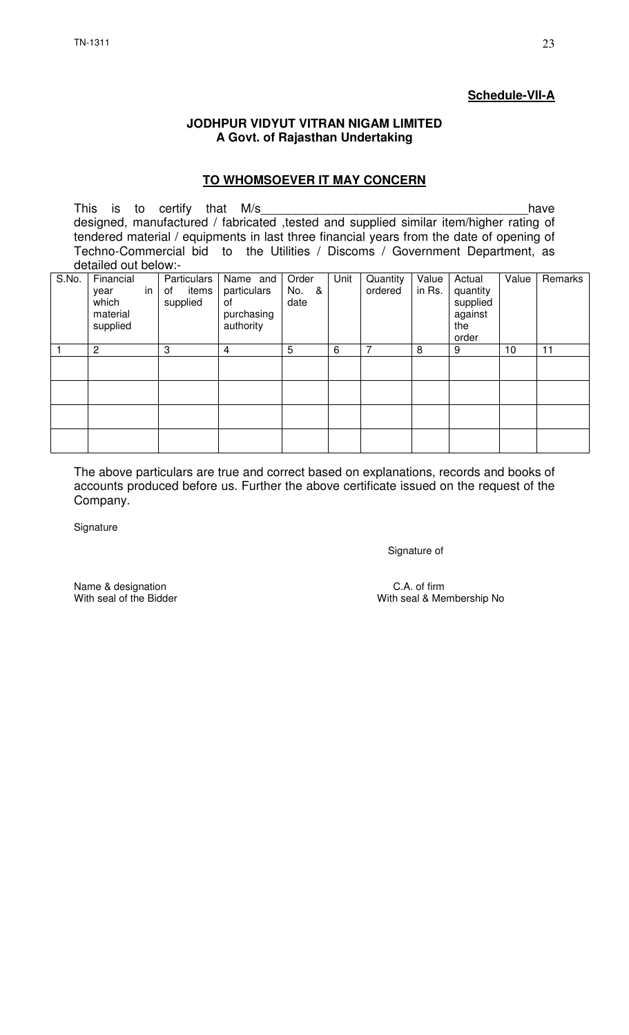**Schedule-VII-A**

**JODHPUR VIDYUT VITRAN NIGAM LIMITED**
**A Govt. of Rajasthan Undertaking**

**TO WHOMSOEVER IT MAY CONCERN**

This is to certify that M/s_____________________________________have designed, manufactured / fabricated ,tested and supplied similar item/higher rating of tendered material / equipments in last three financial years from the date of opening of Techno-Commercial bid to the Utilities / Discoms / Government Department, as detailed out below:-

| S.No. | Financial year in which material supplied | Particulars of items supplied | Name and particulars of purchasing authority | Order No. & date | Unit | Quantity ordered | Value in Rs. | Actual quantity supplied against the order | Value | Remarks |
|---|---|---|---|---|---|---|---|---|---|---|
| 1 | 2 | 3 | 4 | 5 | 6 | 7 | 8 | 9 | 10 | 11 |
| | | | | | | | | | | |
| | | | | | | | | | | |
| | | | | | | | | | | |
| | | | | | | | | | | |

The above particulars are true and correct based on explanations, records and books of accounts produced before us. Further the above certificate issued on the request of the Company.

Signature

Signature of

Name & designation
With seal of the Bidder

C.A. of firm
With seal & Membership No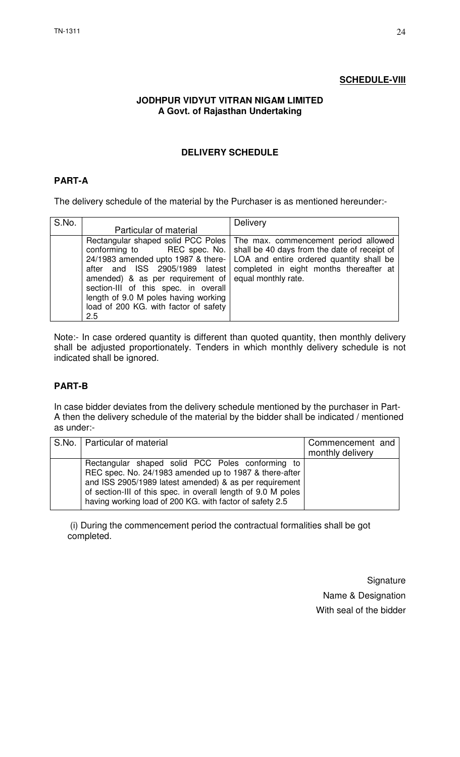**SCHEDULE-VIII**

**JODHPUR VIDYUT VITRAN NIGAM LIMITED**
**A Govt. of Rajasthan Undertaking**

**DELIVERY SCHEDULE**

**PART-A**

The delivery schedule of the material by the Purchaser is as mentioned hereunder:-

| S.No. | Particular of material | Delivery |
|---|---|---|
| | Rectangular shaped solid PCC Poles conforming to REC spec. No. 24/1983 amended upto 1987 & there-after and ISS 2905/1989 latest amended) & as per requirement of section-III of this spec. in overall length of 9.0 M poles having working load of 200 KG. with factor of safety 2.5 | The max. commencement period allowed shall be 40 days from the date of receipt of LOA and entire ordered quantity shall be completed in eight months thereafter at equal monthly rate. |

Note:- In case ordered quantity is different than quoted quantity, then monthly delivery shall be adjusted proportionately. Tenders in which monthly delivery schedule is not indicated shall be ignored.

**PART-B**

In case bidder deviates from the delivery schedule mentioned by the purchaser in Part-A then the delivery schedule of the material by the bidder shall be indicated / mentioned as under:-

| S.No. | Particular of material | Commencement and monthly delivery |
|---|---|---|
| | Rectangular shaped solid PCC Poles conforming to REC spec. No. 24/1983 amended up to 1987 & there-after and ISS 2905/1989 latest amended) & as per requirement of section-III of this spec. in overall length of 9.0 M poles having working load of 200 KG. with factor of safety 2.5 | |

(i) During the commencement period the contractual formalities shall be got completed.

Signature
Name & Designation
With seal of the bidder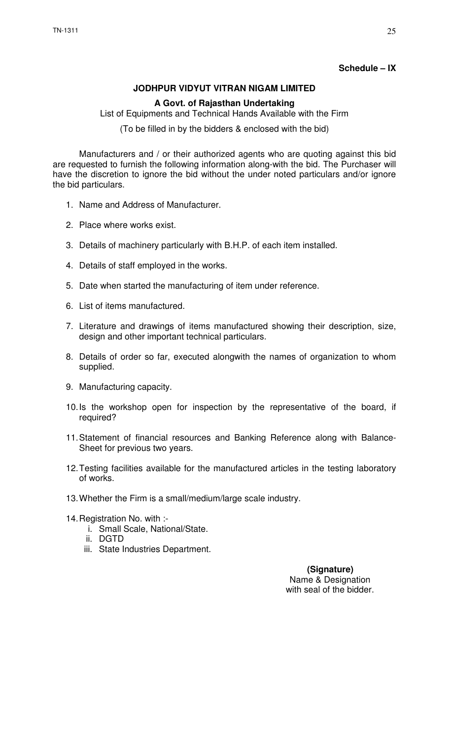**Schedule – IX**

## JODHPUR VIDYUT VITRAN NIGAM LIMITED

### A Govt. of Rajasthan Undertaking

List of Equipments and Technical Hands Available with the Firm

(To be filled in by the bidders & enclosed with the bid)

Manufacturers and / or their authorized agents who are quoting against this bid are requested to furnish the following information along-with the bid. The Purchaser will have the discretion to ignore the bid without the under noted particulars and/or ignore the bid particulars.

1. Name and Address of Manufacturer.
2. Place where works exist.
3. Details of machinery particularly with B.H.P. of each item installed.
4. Details of staff employed in the works.
5. Date when started the manufacturing of item under reference.
6. List of items manufactured.
7. Literature and drawings of items manufactured showing their description, size, design and other important technical particulars.
8. Details of order so far, executed alongwith the names of organization to whom supplied.
9. Manufacturing capacity.
10. Is the workshop open for inspection by the representative of the board, if required?
11. Statement of financial resources and Banking Reference along with Balance-Sheet for previous two years.
12. Testing facilities available for the manufactured articles in the testing laboratory of works.
13. Whether the Firm is a small/medium/large scale industry.
14. Registration No. with :-
    1. Small Scale, National/State.
    2. DGTD
    3. State Industries Department.

**(Signature)**
Name & Designation
with seal of the bidder.